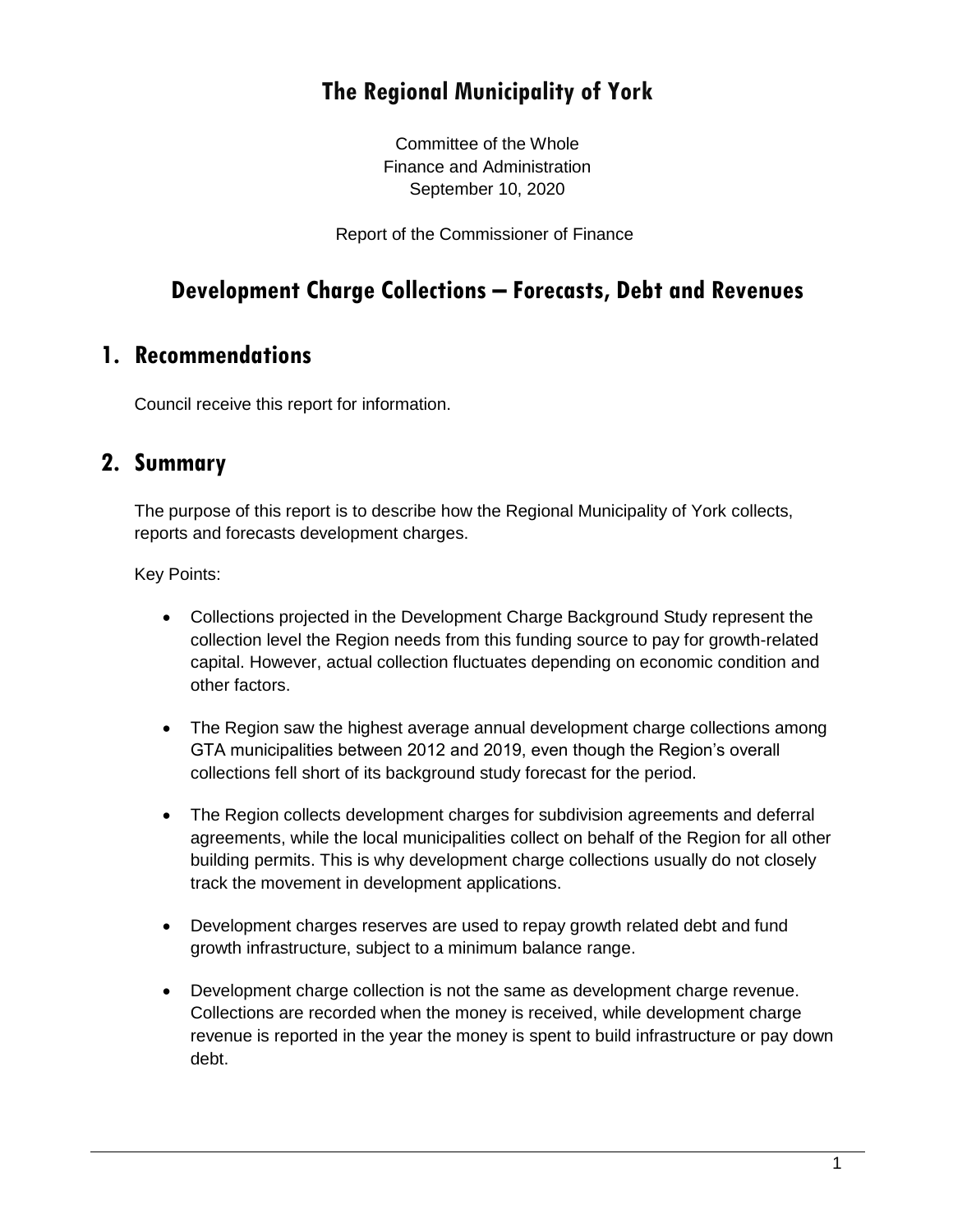# The Regional Municipality of York

Committee of the Whole
Finance and Administration
September 10, 2020

Report of the Commissioner of Finance

# Development Charge Collections – Forecasts, Debt and Revenues

## 1. Recommendations

Council receive this report for information.

## 2. Summary

The purpose of this report is to describe how the Regional Municipality of York collects, reports and forecasts development charges.

Key Points:

- Collections projected in the Development Charge Background Study represent the collection level the Region needs from this funding source to pay for growth-related capital. However, actual collection fluctuates depending on economic condition and other factors.
- The Region saw the highest average annual development charge collections among GTA municipalities between 2012 and 2019, even though the Region's overall collections fell short of its background study forecast for the period.
- The Region collects development charges for subdivision agreements and deferral agreements, while the local municipalities collect on behalf of the Region for all other building permits. This is why development charge collections usually do not closely track the movement in development applications.
- Development charges reserves are used to repay growth related debt and fund growth infrastructure, subject to a minimum balance range.
- Development charge collection is not the same as development charge revenue. Collections are recorded when the money is received, while development charge revenue is reported in the year the money is spent to build infrastructure or pay down debt.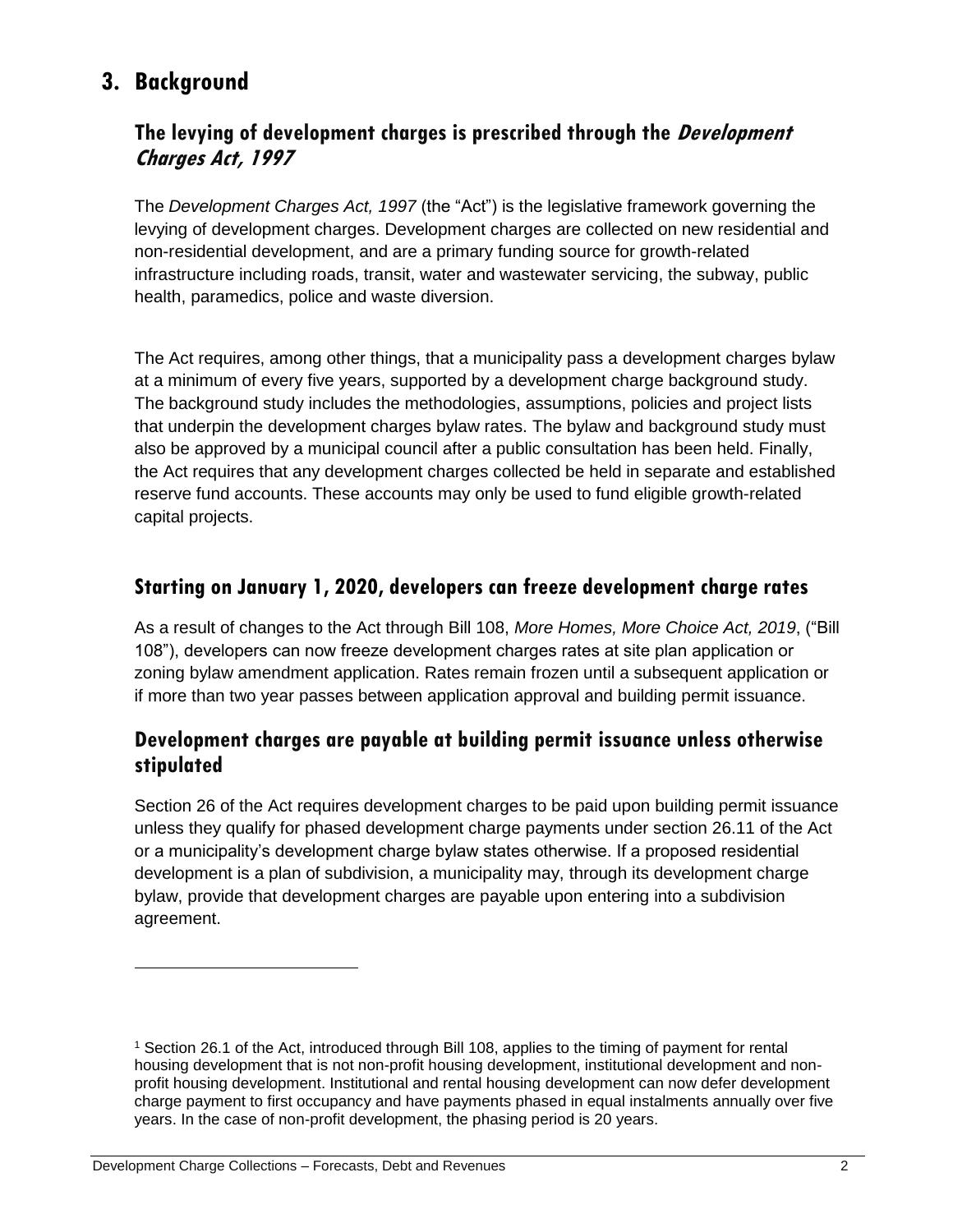# 3. Background

## The levying of development charges is prescribed through the *Development Charges Act, 1997*

The *Development Charges Act, 1997* (the "Act") is the legislative framework governing the levying of development charges. Development charges are collected on new residential and non-residential development, and are a primary funding source for growth-related infrastructure including roads, transit, water and wastewater servicing, the subway, public health, paramedics, police and waste diversion.

The Act requires, among other things, that a municipality pass a development charges bylaw at a minimum of every five years, supported by a development charge background study. The background study includes the methodologies, assumptions, policies and project lists that underpin the development charges bylaw rates. The bylaw and background study must also be approved by a municipal council after a public consultation has been held. Finally, the Act requires that any development charges collected be held in separate and established reserve fund accounts. These accounts may only be used to fund eligible growth-related capital projects.

## Starting on January 1, 2020, developers can freeze development charge rates

As a result of changes to the Act through Bill 108, *More Homes, More Choice Act, 2019*, ("Bill 108"), developers can now freeze development charges rates at site plan application or zoning bylaw amendment application. Rates remain frozen until a subsequent application or if more than two year passes between application approval and building permit issuance.

## Development charges are payable at building permit issuance unless otherwise stipulated

Section 26 of the Act requires development charges to be paid upon building permit issuance unless they qualify for phased development charge payments under section 26.11 of the Act or a municipality's development charge bylaw states otherwise. If a proposed residential development is a plan of subdivision, a municipality may, through its development charge bylaw, provide that development charges are payable upon entering into a subdivision agreement.

---

[1] Section 26.1 of the Act, introduced through Bill 108, applies to the timing of payment for rental housing development that is not non-profit housing development, institutional development and non-profit housing development. Institutional and rental housing development can now defer development charge payment to first occupancy and have payments phased in equal instalments annually over five years. In the case of non-profit development, the phasing period is 20 years.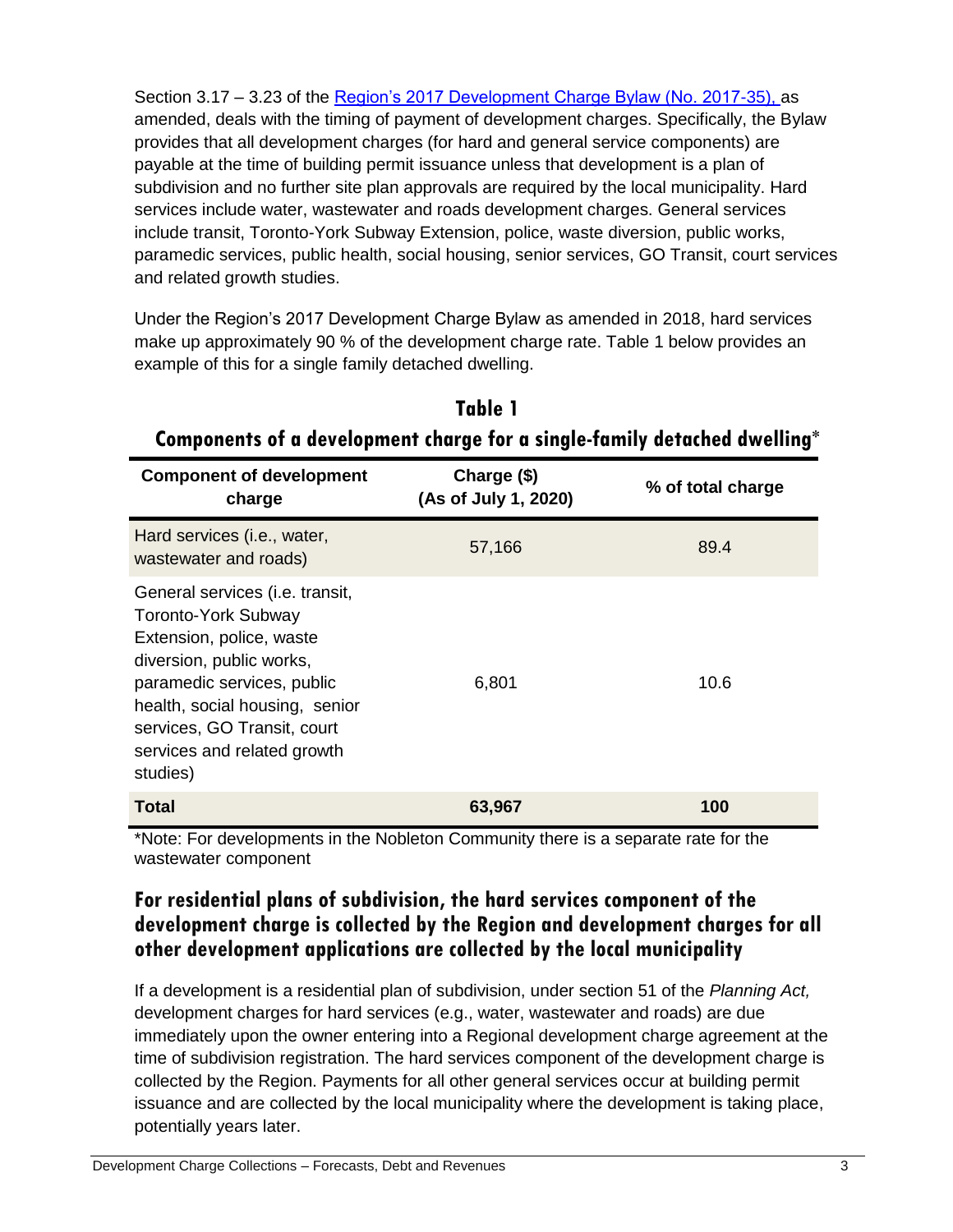Section 3.17 – 3.23 of the [Region's 2017 Development Charge Bylaw (No. 2017-35),](#) as amended, deals with the timing of payment of development charges. Specifically, the Bylaw provides that all development charges (for hard and general service components) are payable at the time of building permit issuance unless that development is a plan of subdivision and no further site plan approvals are required by the local municipality. Hard services include water, wastewater and roads development charges. General services include transit, Toronto-York Subway Extension, police, waste diversion, public works, paramedic services, public health, social housing, senior services, GO Transit, court services and related growth studies.

Under the Region's 2017 Development Charge Bylaw as amended in 2018, hard services make up approximately 90 % of the development charge rate. Table 1 below provides an example of this for a single family detached dwelling.

**Table 1**

**Components of a development charge for a single-family detached dwelling***

| Component of development charge | Charge ($) (As of July 1, 2020) | % of total charge |
|---|---|---|
| Hard services (i.e., water, wastewater and roads) | 57,166 | 89.4 |
| General services (i.e. transit, Toronto-York Subway Extension, police, waste diversion, public works, paramedic services, public health, social housing, senior services, GO Transit, court services and related growth studies) | 6,801 | 10.6 |
| **Total** | **63,967** | **100** |

*Note: For developments in the Nobleton Community there is a separate rate for the wastewater component

## For residential plans of subdivision, the hard services component of the development charge is collected by the Region and development charges for all other development applications are collected by the local municipality

If a development is a residential plan of subdivision, under section 51 of the *Planning Act,* development charges for hard services (e.g., water, wastewater and roads) are due immediately upon the owner entering into a Regional development charge agreement at the time of subdivision registration. The hard services component of the development charge is collected by the Region. Payments for all other general services occur at building permit issuance and are collected by the local municipality where the development is taking place, potentially years later.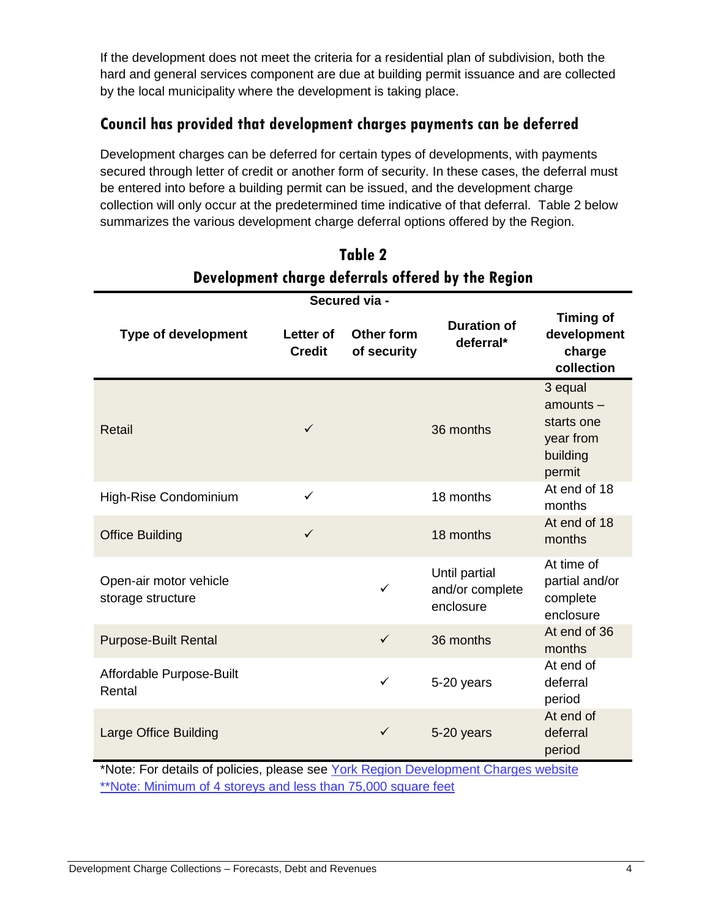If the development does not meet the criteria for a residential plan of subdivision, both the hard and general services component are due at building permit issuance and are collected by the local municipality where the development is taking place.

## Council has provided that development charges payments can be deferred

Development charges can be deferred for certain types of developments, with payments secured through letter of credit or another form of security. In these cases, the deferral must be entered into before a building permit can be issued, and the development charge collection will only occur at the predetermined time indicative of that deferral. Table 2 below summarizes the various development charge deferral options offered by the Region.

**Table 2**
**Development charge deferrals offered by the Region**

| Type of development | Secured via - Letter of Credit | Secured via - Other form of security | Duration of deferral* | Timing of development charge collection |
|---|---|---|---|---|
| Retail | ✓ | | 36 months | 3 equal amounts – starts one year from building permit |
| High-Rise Condominium | ✓ | | 18 months | At end of 18 months |
| Office Building | ✓ | | 18 months | At end of 18 months |
| Open-air motor vehicle storage structure | | ✓ | Until partial and/or complete enclosure | At time of partial and/or complete enclosure |
| Purpose-Built Rental | | ✓ | 36 months | At end of 36 months |
| Affordable Purpose-Built Rental | | ✓ | 5-20 years | At end of deferral period |
| Large Office Building | | ✓ | 5-20 years | At end of deferral period |

*Note: For details of policies, please see York Region Development Charges website
**Note: Minimum of 4 storeys and less than 75,000 square feet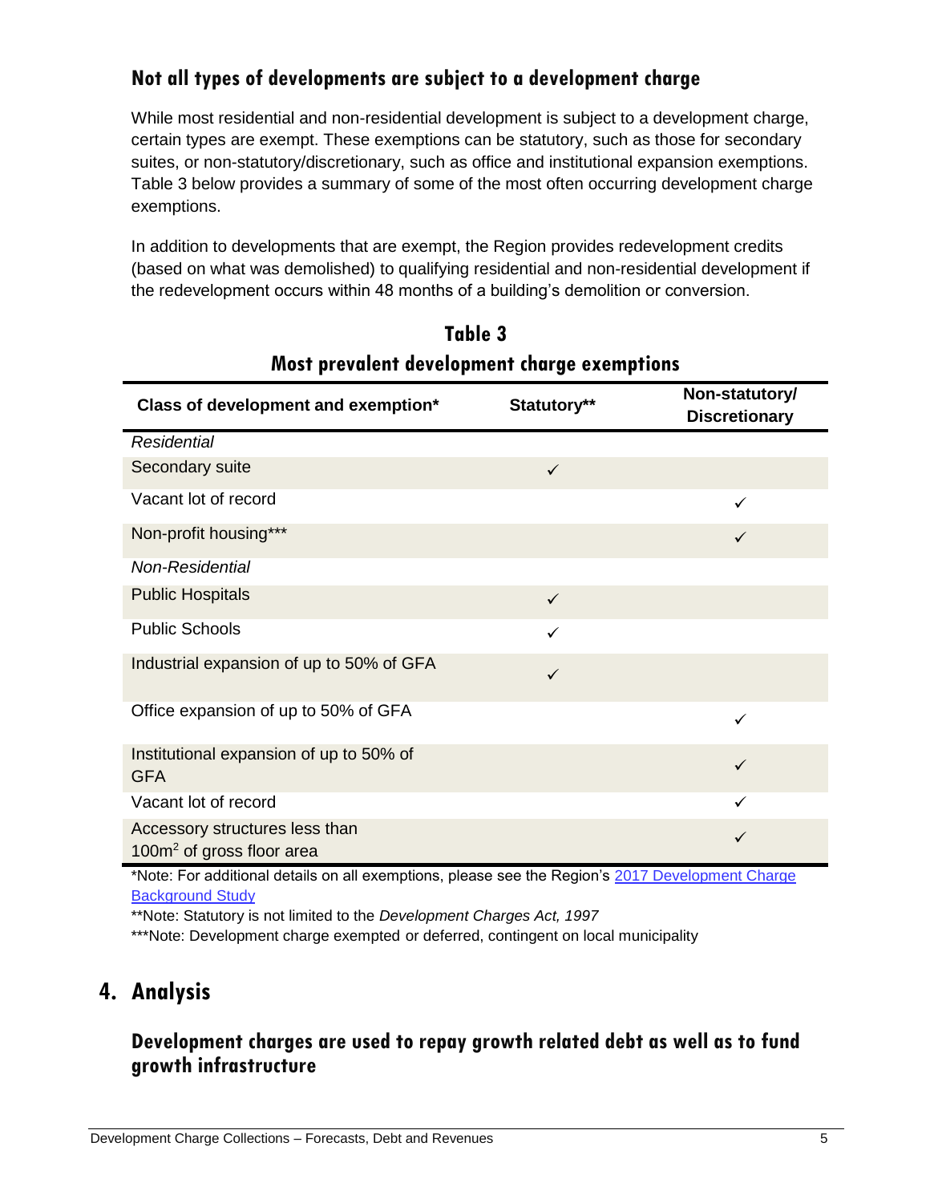### Not all types of developments are subject to a development charge

While most residential and non-residential development is subject to a development charge, certain types are exempt. These exemptions can be statutory, such as those for secondary suites, or non-statutory/discretionary, such as office and institutional expansion exemptions. Table 3 below provides a summary of some of the most often occurring development charge exemptions.

In addition to developments that are exempt, the Region provides redevelopment credits (based on what was demolished) to qualifying residential and non-residential development if the redevelopment occurs within 48 months of a building's demolition or conversion.

**Table 3**
**Most prevalent development charge exemptions**

| Class of development and exemption* | Statutory** | Non-statutory/ Discretionary |
|---|---|---|
| *Residential* | | |
| Secondary suite | ✓ | |
| Vacant lot of record | | ✓ |
| Non-profit housing*** | | ✓ |
| *Non-Residential* | | |
| Public Hospitals | ✓ | |
| Public Schools | ✓ | |
| Industrial expansion of up to 50% of GFA | ✓ | |
| Office expansion of up to 50% of GFA | | ✓ |
| Institutional expansion of up to 50% of GFA | | ✓ |
| Vacant lot of record | | ✓ |
| Accessory structures less than 100m$^2$ of gross floor area | | ✓ |

*Note: For additional details on all exemptions, please see the Region's [2017 Development Charge Background Study]

**Note: Statutory is not limited to the *Development Charges Act, 1997*

***Note: Development charge exempted or deferred, contingent on local municipality

## 4. Analysis

### Development charges are used to repay growth related debt as well as to fund growth infrastructure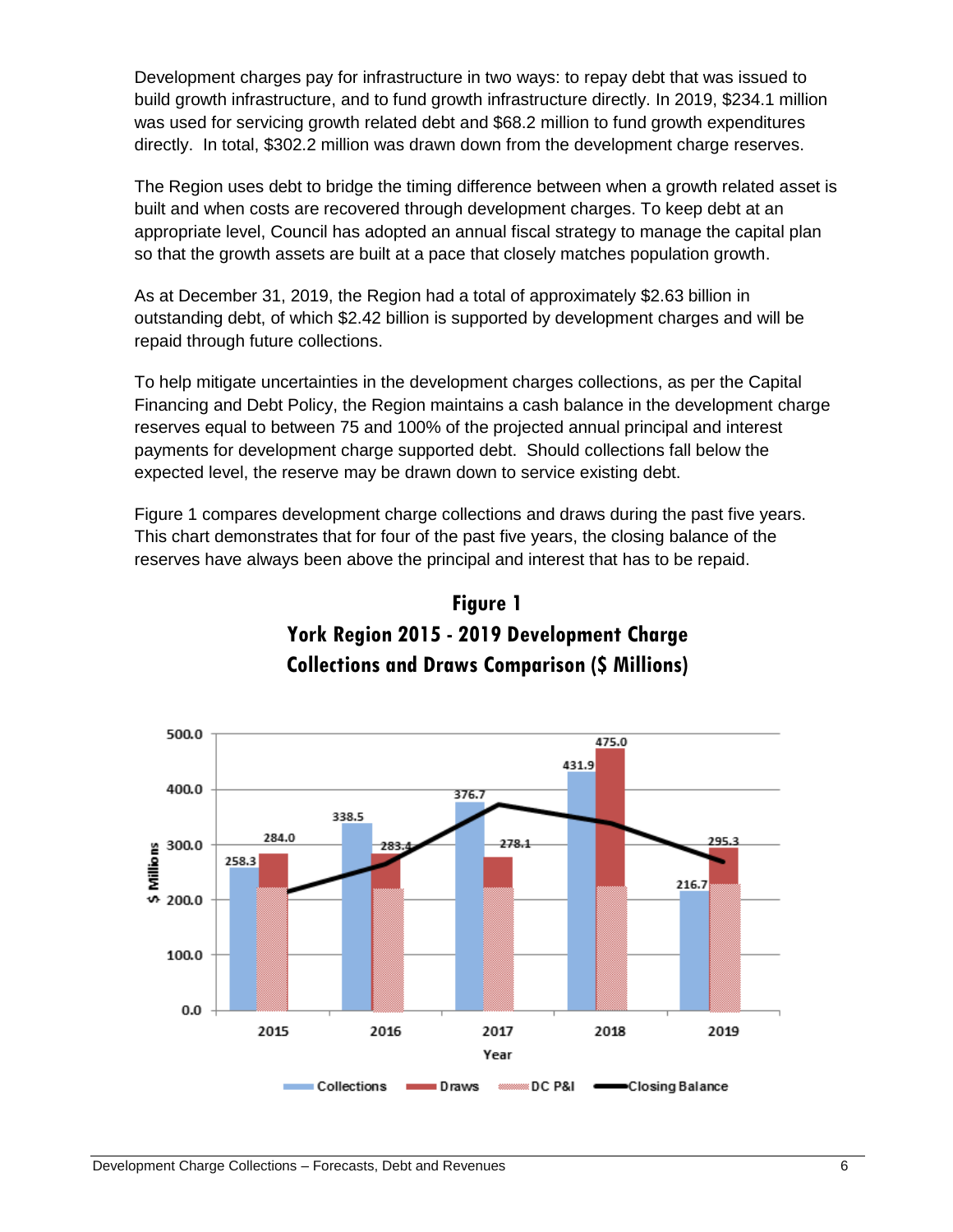Development charges pay for infrastructure in two ways: to repay debt that was issued to build growth infrastructure, and to fund growth infrastructure directly. In 2019, $234.1 million was used for servicing growth related debt and $68.2 million to fund growth expenditures directly. In total, $302.2 million was drawn down from the development charge reserves.

The Region uses debt to bridge the timing difference between when a growth related asset is built and when costs are recovered through development charges. To keep debt at an appropriate level, Council has adopted an annual fiscal strategy to manage the capital plan so that the growth assets are built at a pace that closely matches population growth.

As at December 31, 2019, the Region had a total of approximately $2.63 billion in outstanding debt, of which $2.42 billion is supported by development charges and will be repaid through future collections.

To help mitigate uncertainties in the development charges collections, as per the Capital Financing and Debt Policy, the Region maintains a cash balance in the development charge reserves equal to between 75 and 100% of the projected annual principal and interest payments for development charge supported debt. Should collections fall below the expected level, the reserve may be drawn down to service existing debt.

Figure 1 compares development charge collections and draws during the past five years. This chart demonstrates that for four of the past five years, the closing balance of the reserves have always been above the principal and interest that has to be repaid.

**Figure 1**
**York Region 2015 - 2019 Development Charge Collections and Draws Comparison ($ Millions)**

| Year | Collections | Draws |
|---|---|---|
| 2015 | 258.3 | 284.0 |
| 2016 | 338.5 | 283.4 |
| 2017 | 376.7 | 278.1 |
| 2018 | 431.9 | 475.0 |
| 2019 | 216.7 | 295.3 |

Legend: Collections, Draws, DC P&I, Closing Balance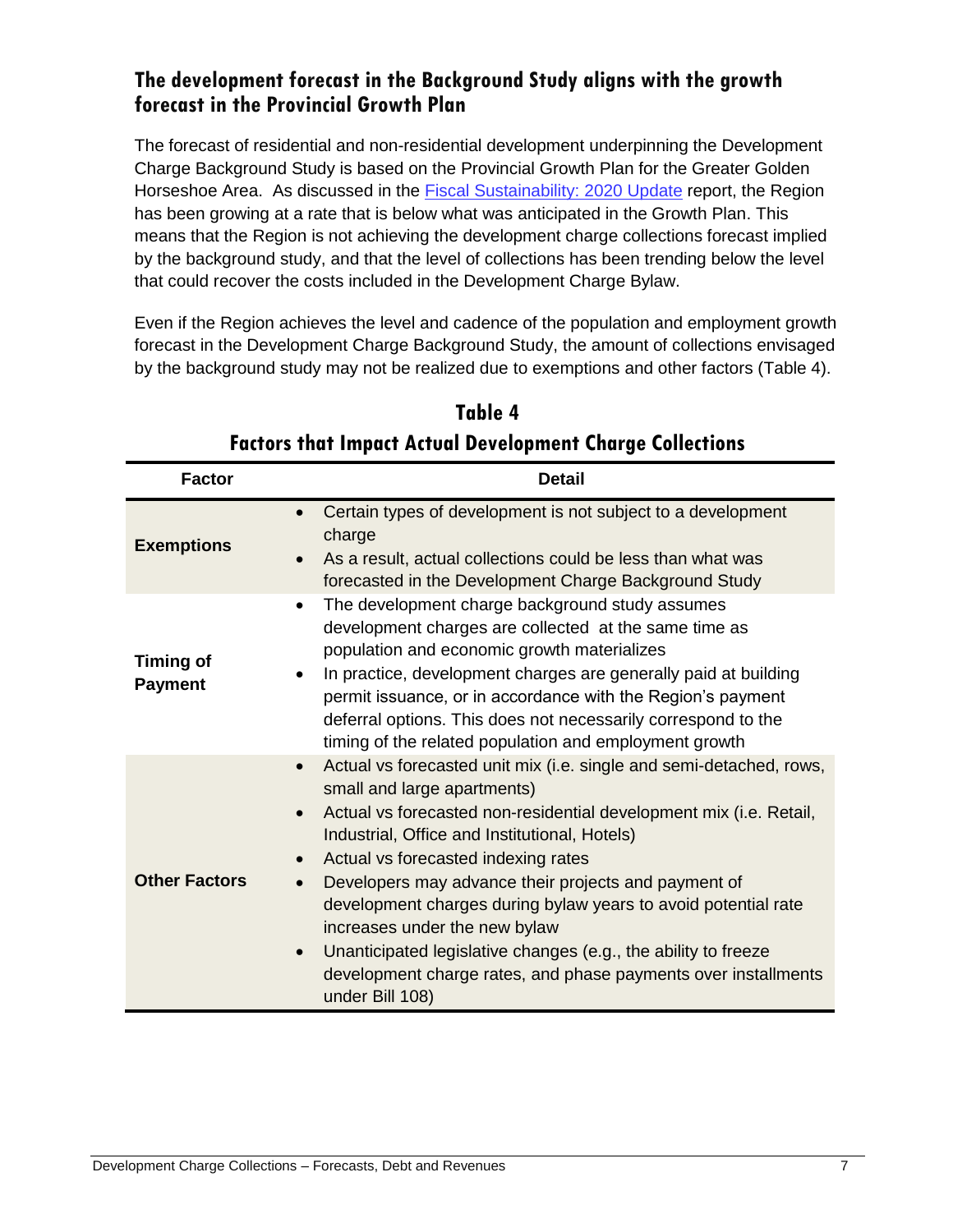## The development forecast in the Background Study aligns with the growth forecast in the Provincial Growth Plan

The forecast of residential and non-residential development underpinning the Development Charge Background Study is based on the Provincial Growth Plan for the Greater Golden Horseshoe Area. As discussed in the Fiscal Sustainability: 2020 Update report, the Region has been growing at a rate that is below what was anticipated in the Growth Plan. This means that the Region is not achieving the development charge collections forecast implied by the background study, and that the level of collections has been trending below the level that could recover the costs included in the Development Charge Bylaw.

Even if the Region achieves the level and cadence of the population and employment growth forecast in the Development Charge Background Study, the amount of collections envisaged by the background study may not be realized due to exemptions and other factors (Table 4).

**Table 4**
**Factors that Impact Actual Development Charge Collections**

| Factor | Detail |
|---|---|
| **Exemptions** | • Certain types of development is not subject to a development charge<br>• As a result, actual collections could be less than what was forecasted in the Development Charge Background Study |
| **Timing of Payment** | • The development charge background study assumes development charges are collected at the same time as population and economic growth materializes<br>• In practice, development charges are generally paid at building permit issuance, or in accordance with the Region's payment deferral options. This does not necessarily correspond to the timing of the related population and employment growth |
| **Other Factors** | • Actual vs forecasted unit mix (i.e. single and semi-detached, rows, small and large apartments)<br>• Actual vs forecasted non-residential development mix (i.e. Retail, Industrial, Office and Institutional, Hotels)<br>• Actual vs forecasted indexing rates<br>• Developers may advance their projects and payment of development charges during bylaw years to avoid potential rate increases under the new bylaw<br>• Unanticipated legislative changes (e.g., the ability to freeze development charge rates, and phase payments over installments under Bill 108) |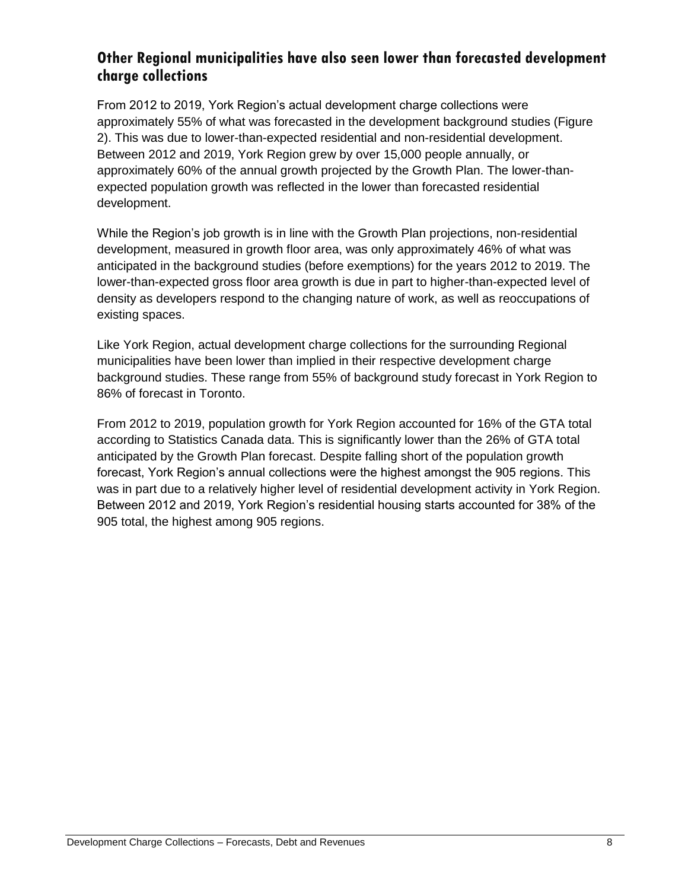## Other Regional municipalities have also seen lower than forecasted development charge collections

From 2012 to 2019, York Region's actual development charge collections were approximately 55% of what was forecasted in the development background studies (Figure 2). This was due to lower-than-expected residential and non-residential development. Between 2012 and 2019, York Region grew by over 15,000 people annually, or approximately 60% of the annual growth projected by the Growth Plan. The lower-than-expected population growth was reflected in the lower than forecasted residential development.

While the Region's job growth is in line with the Growth Plan projections, non-residential development, measured in growth floor area, was only approximately 46% of what was anticipated in the background studies (before exemptions) for the years 2012 to 2019. The lower-than-expected gross floor area growth is due in part to higher-than-expected level of density as developers respond to the changing nature of work, as well as reoccupations of existing spaces.

Like York Region, actual development charge collections for the surrounding Regional municipalities have been lower than implied in their respective development charge background studies. These range from 55% of background study forecast in York Region to 86% of forecast in Toronto.

From 2012 to 2019, population growth for York Region accounted for 16% of the GTA total according to Statistics Canada data. This is significantly lower than the 26% of GTA total anticipated by the Growth Plan forecast. Despite falling short of the population growth forecast, York Region's annual collections were the highest amongst the 905 regions. This was in part due to a relatively higher level of residential development activity in York Region. Between 2012 and 2019, York Region's residential housing starts accounted for 38% of the 905 total, the highest among 905 regions.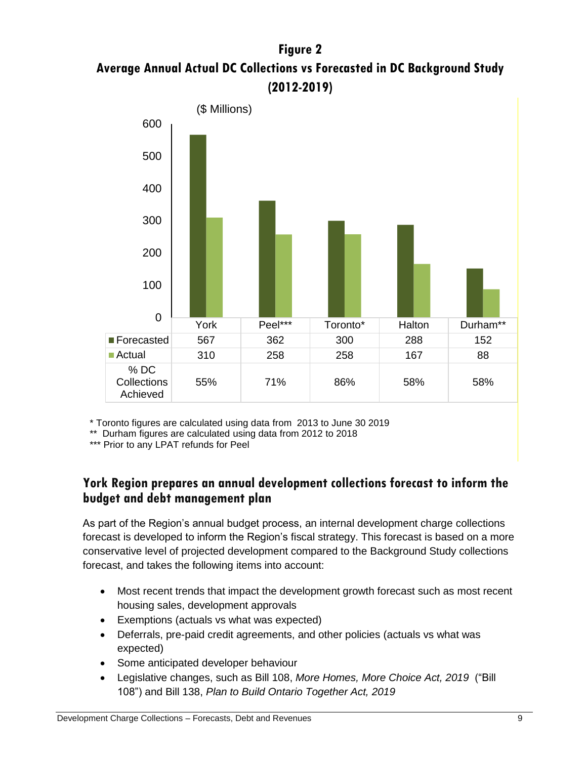**Figure 2**

**Average Annual Actual DC Collections vs Forecasted in DC Background Study (2012-2019)**

($ Millions)

| | York | Peel*** | Toronto* | Halton | Durham** |
|---|---|---|---|---|---|
| Forecasted | 567 | 362 | 300 | 288 | 152 |
| Actual | 310 | 258 | 258 | 167 | 88 |
| % DC Collections Achieved | 55% | 71% | 86% | 58% | 58% |

\* Toronto figures are calculated using data from 2013 to June 30 2019

** Durham figures are calculated using data from 2012 to 2018

*** Prior to any LPAT refunds for Peel

## York Region prepares an annual development collections forecast to inform the budget and debt management plan

As part of the Region's annual budget process, an internal development charge collections forecast is developed to inform the Region's fiscal strategy. This forecast is based on a more conservative level of projected development compared to the Background Study collections forecast, and takes the following items into account:

- Most recent trends that impact the development growth forecast such as most recent housing sales, development approvals
- Exemptions (actuals vs what was expected)
- Deferrals, pre-paid credit agreements, and other policies (actuals vs what was expected)
- Some anticipated developer behaviour
- Legislative changes, such as Bill 108, *More Homes, More Choice Act, 2019* ("Bill 108") and Bill 138, *Plan to Build Ontario Together Act, 2019*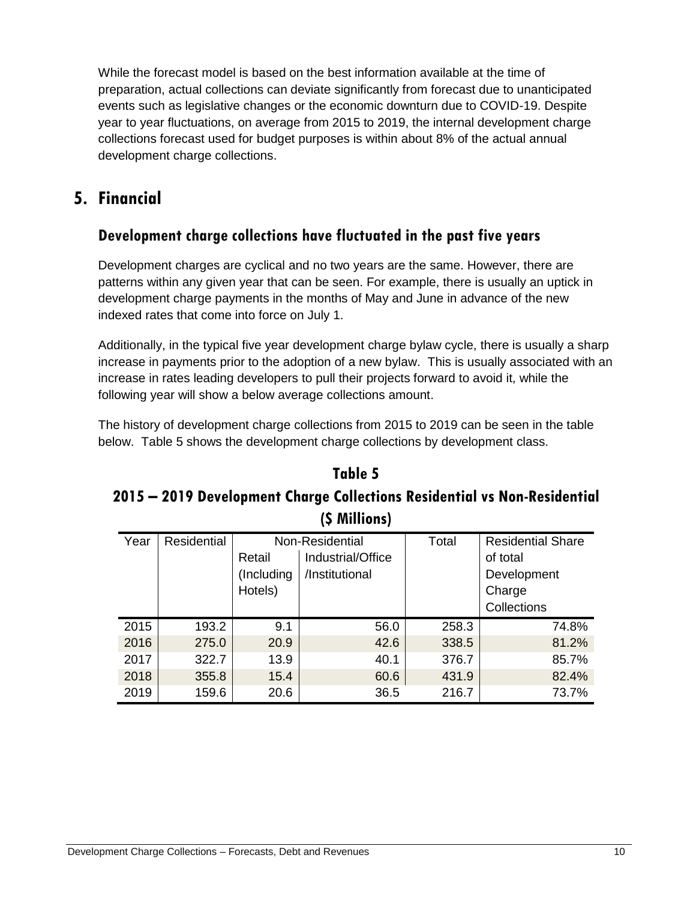While the forecast model is based on the best information available at the time of preparation, actual collections can deviate significantly from forecast due to unanticipated events such as legislative changes or the economic downturn due to COVID-19. Despite year to year fluctuations, on average from 2015 to 2019, the internal development charge collections forecast used for budget purposes is within about 8% of the actual annual development charge collections.

# 5. Financial

## Development charge collections have fluctuated in the past five years

Development charges are cyclical and no two years are the same. However, there are patterns within any given year that can be seen. For example, there is usually an uptick in development charge payments in the months of May and June in advance of the new indexed rates that come into force on July 1.

Additionally, in the typical five year development charge bylaw cycle, there is usually a sharp increase in payments prior to the adoption of a new bylaw. This is usually associated with an increase in rates leading developers to pull their projects forward to avoid it, while the following year will show a below average collections amount.

The history of development charge collections from 2015 to 2019 can be seen in the table below. Table 5 shows the development charge collections by development class.

**Table 5**

**2015 – 2019 Development Charge Collections Residential vs Non-Residential ($ Millions)**

| Year | Residential | Non-Residential | | Total | Residential Share of total Development Charge Collections |
|---|---|---|---|---|---|
| | | Retail (Including Hotels) | Industrial/Office /Institutional | | |
| 2015 | 193.2 | 9.1 | 56.0 | 258.3 | 74.8% |
| 2016 | 275.0 | 20.9 | 42.6 | 338.5 | 81.2% |
| 2017 | 322.7 | 13.9 | 40.1 | 376.7 | 85.7% |
| 2018 | 355.8 | 15.4 | 60.6 | 431.9 | 82.4% |
| 2019 | 159.6 | 20.6 | 36.5 | 216.7 | 73.7% |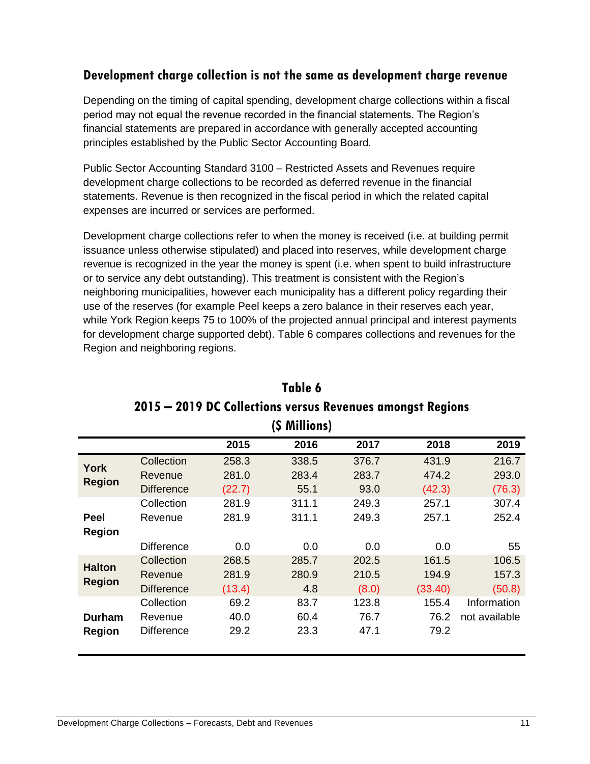## Development charge collection is not the same as development charge revenue

Depending on the timing of capital spending, development charge collections within a fiscal period may not equal the revenue recorded in the financial statements. The Region's financial statements are prepared in accordance with generally accepted accounting principles established by the Public Sector Accounting Board.

Public Sector Accounting Standard 3100 – Restricted Assets and Revenues require development charge collections to be recorded as deferred revenue in the financial statements. Revenue is then recognized in the fiscal period in which the related capital expenses are incurred or services are performed.

Development charge collections refer to when the money is received (i.e. at building permit issuance unless otherwise stipulated) and placed into reserves, while development charge revenue is recognized in the year the money is spent (i.e. when spent to build infrastructure or to service any debt outstanding). This treatment is consistent with the Region's neighboring municipalities, however each municipality has a different policy regarding their use of the reserves (for example Peel keeps a zero balance in their reserves each year, while York Region keeps 75 to 100% of the projected annual principal and interest payments for development charge supported debt). Table 6 compares collections and revenues for the Region and neighboring regions.

**Table 6**
**2015 – 2019 DC Collections versus Revenues amongst Regions**
**($ Millions)**

| | | 2015 | 2016 | 2017 | 2018 | 2019 |
|---|---|---|---|---|---|---|
| **York Region** | Collection | 258.3 | 338.5 | 376.7 | 431.9 | 216.7 |
| | Revenue | 281.0 | 283.4 | 283.7 | 474.2 | 293.0 |
| | Difference | (22.7) | 55.1 | 93.0 | (42.3) | (76.3) |
| **Peel Region** | Collection | 281.9 | 311.1 | 249.3 | 257.1 | 307.4 |
| | Revenue | 281.9 | 311.1 | 249.3 | 257.1 | 252.4 |
| | Difference | 0.0 | 0.0 | 0.0 | 0.0 | 55 |
| **Halton Region** | Collection | 268.5 | 285.7 | 202.5 | 161.5 | 106.5 |
| | Revenue | 281.9 | 280.9 | 210.5 | 194.9 | 157.3 |
| | Difference | (13.4) | 4.8 | (8.0) | (33.40) | (50.8) |
| **Durham Region** | Collection | 69.2 | 83.7 | 123.8 | 155.4 | Information not available |
| | Revenue | 40.0 | 60.4 | 76.7 | 76.2 | |
| | Difference | 29.2 | 23.3 | 47.1 | 79.2 | |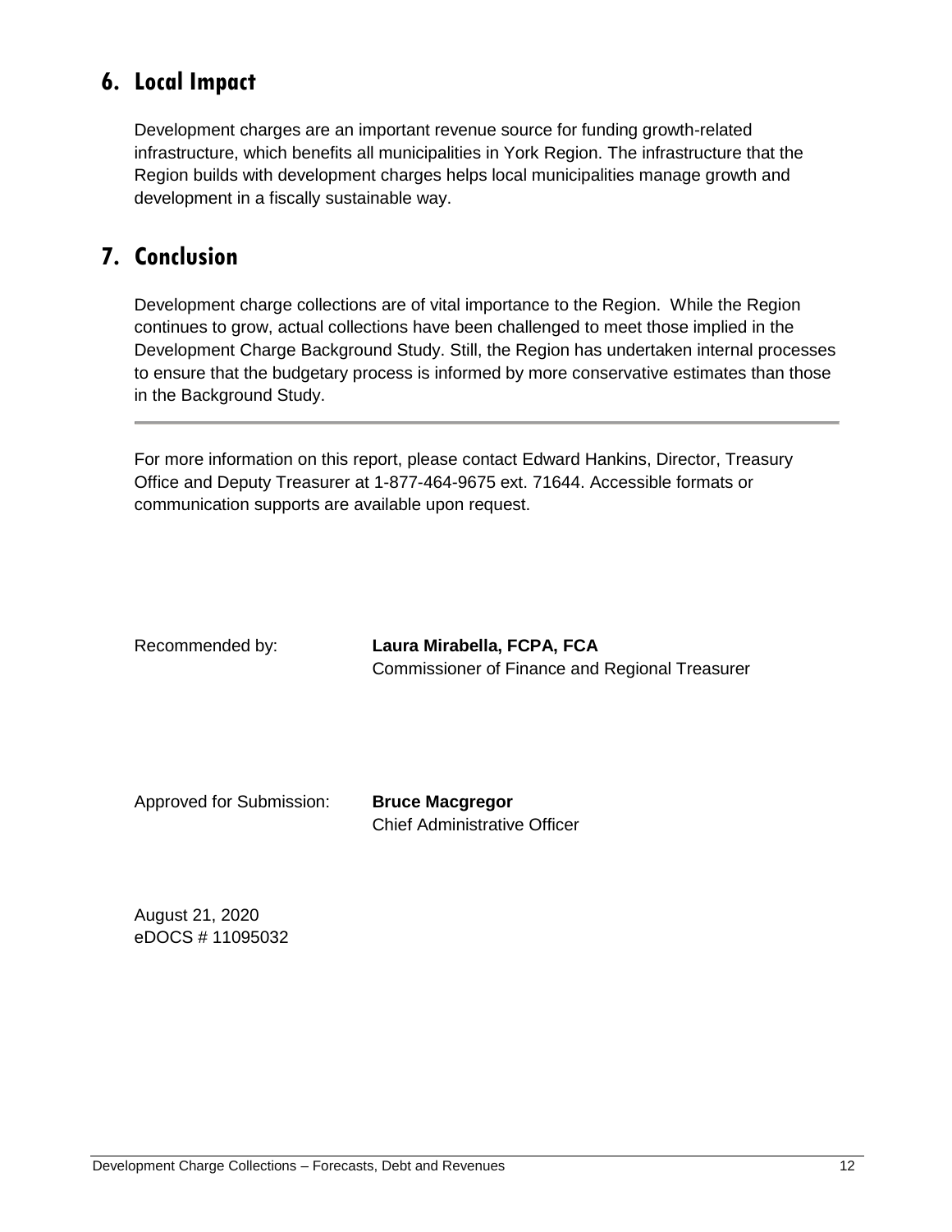## 6. Local Impact

Development charges are an important revenue source for funding growth-related infrastructure, which benefits all municipalities in York Region. The infrastructure that the Region builds with development charges helps local municipalities manage growth and development in a fiscally sustainable way.

## 7. Conclusion

Development charge collections are of vital importance to the Region. While the Region continues to grow, actual collections have been challenged to meet those implied in the Development Charge Background Study. Still, the Region has undertaken internal processes to ensure that the budgetary process is informed by more conservative estimates than those in the Background Study.

---

For more information on this report, please contact Edward Hankins, Director, Treasury Office and Deputy Treasurer at 1-877-464-9675 ext. 71644. Accessible formats or communication supports are available upon request.

Recommended by: **Laura Mirabella, FCPA, FCA**
Commissioner of Finance and Regional Treasurer

Approved for Submission: **Bruce Macgregor**
Chief Administrative Officer

August 21, 2020
eDOCS # 11095032